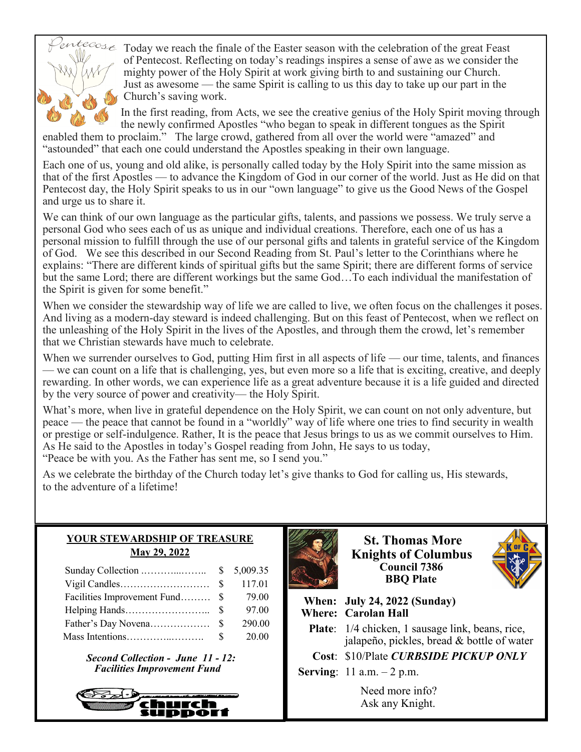Pentecost

Today we reach the finale of the Easter season with the celebration of the great Feast of Pentecost. Reflecting on today's readings inspires a sense of awe as we consider the mighty power of the Holy Spirit at work giving birth to and sustaining our Church. Just as awesome — the same Spirit is calling to us this day to take up our part in the Church's saving work.

In the first reading, from Acts, we see the creative genius of the Holy Spirit moving through the newly confirmed Apostles "who began to speak in different tongues as the Spirit enabled them to proclaim." The large crowd, gathered from all over the world were "amazed" and "astounded" that each one could understand the Apostles speaking in their own language.

Each one of us, young and old alike, is personally called today by the Holy Spirit into the same mission as that of the first Apostles — to advance the Kingdom of God in our corner of the world. Just as He did on that Pentecost day, the Holy Spirit speaks to us in our "own language" to give us the Good News of the Gospel and urge us to share it.

We can think of our own language as the particular gifts, talents, and passions we possess. We truly serve a personal God who sees each of us as unique and individual creations. Therefore, each one of us has a personal mission to fulfill through the use of our personal gifts and talents in grateful service of the Kingdom of God. We see this described in our Second Reading from St. Paul's letter to the Corinthians where he explains: "There are different kinds of spiritual gifts but the same Spirit; there are different forms of service but the same Lord; there are different workings but the same God…To each individual the manifestation of the Spirit is given for some benefit."

When we consider the stewardship way of life we are called to live, we often focus on the challenges it poses. And living as a modern-day steward is indeed challenging. But on this feast of Pentecost, when we reflect on the unleashing of the Holy Spirit in the lives of the Apostles, and through them the crowd, let's remember that we Christian stewards have much to celebrate.

When we surrender ourselves to God, putting Him first in all aspects of life — our time, talents, and finances — we can count on a life that is challenging, yes, but even more so a life that is exciting, creative, and deeply rewarding. In other words, we can experience life as a great adventure because it is a life guided and directed by the very source of power and creativity— the Holy Spirit.

What's more, when live in grateful dependence on the Holy Spirit, we can count on not only adventure, but peace — the peace that cannot be found in a "worldly" way of life where one tries to find security in wealth or prestige or self-indulgence. Rather, It is the peace that Jesus brings to us as we commit ourselves to Him. As He said to the Apostles in today's Gospel reading from John, He says to us today,
"Peace be with you. As the Father has sent me, so I send you."

As we celebrate the birthday of the Church today let's give thanks to God for calling us, His stewards, to the adventure of a lifetime!

**YOUR STEWARDSHIP OF TREASURE**

**May 29, 2022**

| | | |
|---|---|---|
| Sunday Collection ………....…….. | $ | 5,009.35 |
| Vigil Candles……………………… | $ | 117.01 |
| Facilities Improvement Fund……… | $ | 79.00 |
| Helping Hands……………………... | $ | 97.00 |
| Father's Day Novena……………… | $ | 290.00 |
| Mass Intentions…………..………. | $ | 20.00 |

***Second Collection - June 11 - 12: Facilities Improvement Fund***

church support

## St. Thomas More Knights of Columbus

**Council 7386**

**BBQ Plate**

**When: July 24, 2022 (Sunday)**
**Where: Carolan Hall**

**Plate**: 1/4 chicken, 1 sausage link, beans, rice, jalapeño, pickles, bread & bottle of water

**Cost**: $10/Plate ***CURBSIDE PICKUP ONLY***

**Serving**: 11 a.m. – 2 p.m.

Need more info?
Ask any Knight.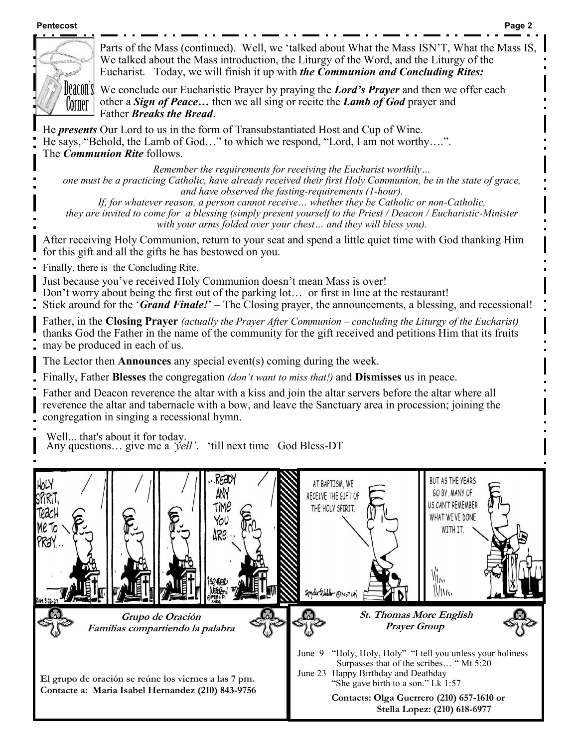## Deacon's Corner

Parts of the Mass (continued). Well, we 'talked about What the Mass ISN'T, What the Mass IS, We talked about the Mass introduction, the Liturgy of the Word, and the Liturgy of the Eucharist. Today, we will finish it up with ***the Communion and Concluding Rites:***

We conclude our Eucharistic Prayer by praying the ***Lord's Prayer*** and then we offer each other a ***Sign of Peace…*** then we all sing or recite the ***Lamb of God*** prayer and Father ***Breaks the Bread***.

He ***presents*** Our Lord to us in the form of Transubstantiated Host and Cup of Wine.
He says, "Behold, the Lamb of God…" to which we respond, "Lord, I am not worthy….".
The ***Communion Rite*** follows.

*Remember the requirements for receiving the Eucharist worthily…*
*one must be a practicing Catholic, have already received their first Holy Communion, be in the state of grace, and have observed the fasting-requirements (1-hour).*
*If, for whatever reason, a person cannot receive… whether they be Catholic or non-Catholic, they are invited to come for a blessing (simply present yourself to the Priest / Deacon / Eucharistic-Minister with your arms folded over your chest… and they will bless you).*

After receiving Holy Communion, return to your seat and spend a little quiet time with God thanking Him for this gift and all the gifts he has bestowed on you.

Finally, there is the Concluding Rite.

Just because you've received Holy Communion doesn't mean Mass is over!
Don't worry about being the first out of the parking lot… or first in line at the restaurant!
Stick around for the '***Grand Finale!***' – The Closing prayer, the announcements, a blessing, and recessional!

Father, in the **Closing Prayer** *(actually the Prayer After Communion – concluding the Liturgy of the Eucharist)* thanks God the Father in the name of the community for the gift received and petitions Him that its fruits may be produced in each of us.

The Lector then **Announces** any special event(s) coming during the week.

Finally, Father **Blesses** the congregation *(don't want to miss that!)* and **Dismisses** us in peace.

Father and Deacon reverence the altar with a kiss and join the altar servers before the altar where all reverence the altar and tabernacle with a bow, and leave the Sanctuary area in procession; joining the congregation in singing a recessional hymn.

Well... that's about it for today.
Any questions… give me a *'yell'*. 'till next time God Bless-DT

### Grupo de Oración
### Familias compartiendo la palabra

**El grupo de oración se reúne los viernes a las 7 pm.**
**Contacte a: Maria Isabel Hernandez (210) 843-9756**

### St. Thomas More English Prayer Group

June 9 "Holy, Holy, Holy" "I tell you unless your holiness Surpasses that of the scribes… " Mt 5:20
June 23 Happy Birthday and Deathday "She gave birth to a son." Lk 1:57

**Contacts: Olga Guerrero (210) 657-1610 or Stella Lopez: (210) 618-6977**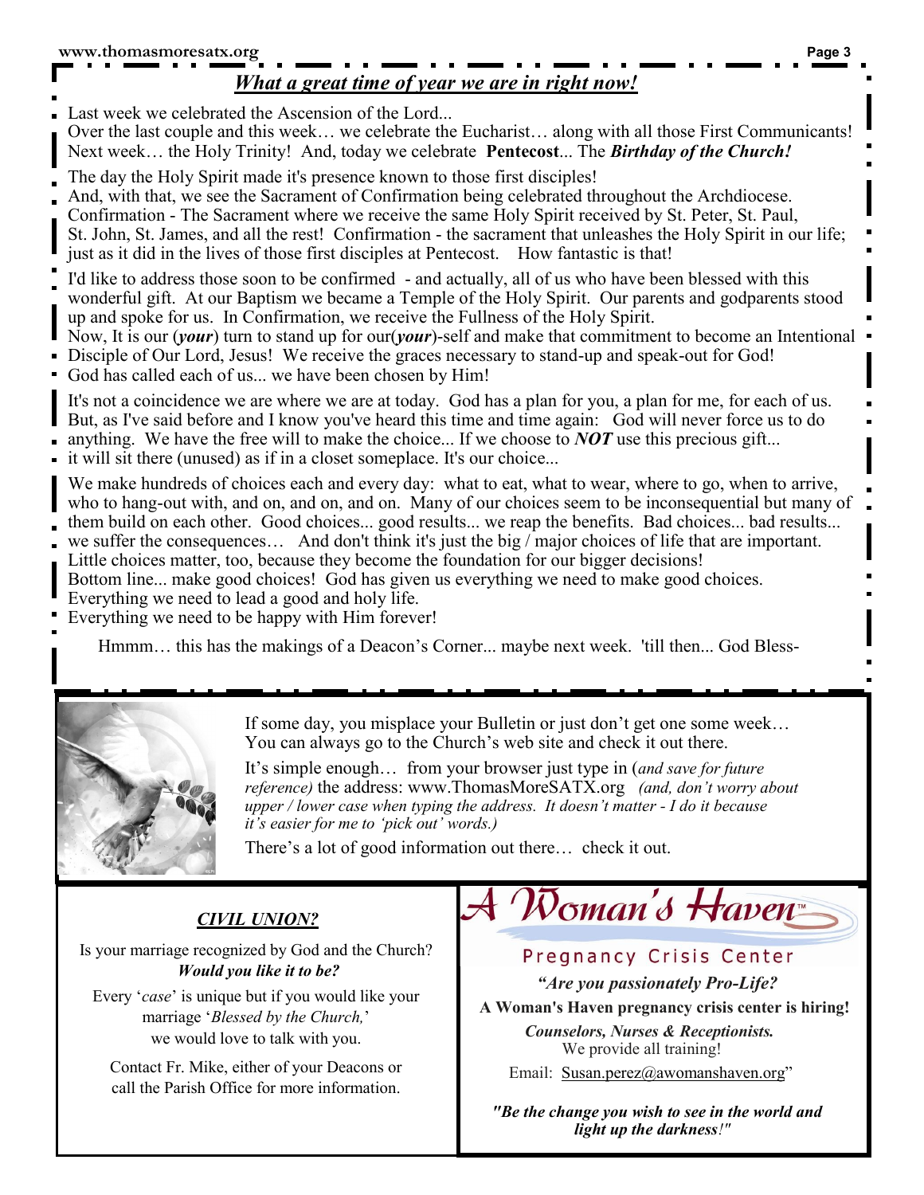## *What a great time of year we are in right now!*

Last week we celebrated the Ascension of the Lord...
Over the last couple and this week… we celebrate the Eucharist… along with all those First Communicants!
Next week… the Holy Trinity! And, today we celebrate **Pentecost**... The ***Birthday of the Church!***

The day the Holy Spirit made it's presence known to those first disciples!
And, with that, we see the Sacrament of Confirmation being celebrated throughout the Archdiocese.
Confirmation - The Sacrament where we receive the same Holy Spirit received by St. Peter, St. Paul, St. John, St. James, and all the rest! Confirmation - the sacrament that unleashes the Holy Spirit in our life; just as it did in the lives of those first disciples at Pentecost. How fantastic is that!

I'd like to address those soon to be confirmed - and actually, all of us who have been blessed with this wonderful gift. At our Baptism we became a Temple of the Holy Spirit. Our parents and godparents stood up and spoke for us. In Confirmation, we receive the Fullness of the Holy Spirit.
Now, It is our (***your***) turn to stand up for our(***your***)-self and make that commitment to become an Intentional Disciple of Our Lord, Jesus! We receive the graces necessary to stand-up and speak-out for God!
God has called each of us... we have been chosen by Him!

It's not a coincidence we are where we are at today. God has a plan for you, a plan for me, for each of us. But, as I've said before and I know you've heard this time and time again: God will never force us to do anything. We have the free will to make the choice... If we choose to ***NOT*** use this precious gift... it will sit there (unused) as if in a closet someplace. It's our choice...

We make hundreds of choices each and every day: what to eat, what to wear, where to go, when to arrive, who to hang-out with, and on, and on, and on. Many of our choices seem to be inconsequential but many of them build on each other. Good choices... good results... we reap the benefits. Bad choices... bad results... we suffer the consequences… And don't think it's just the big / major choices of life that are important. Little choices matter, too, because they become the foundation for our bigger decisions!
Bottom line... make good choices! God has given us everything we need to make good choices.
Everything we need to lead a good and holy life.
Everything we need to be happy with Him forever!

Hmmm… this has the makings of a Deacon's Corner... maybe next week. 'till then... God Bless-

---

If some day, you misplace your Bulletin or just don't get one some week… You can always go to the Church's web site and check it out there.

It's simple enough… from your browser just type in (*and save for future reference)* the address: www.ThomasMoreSATX.org *(and, don't worry about upper / lower case when typing the address. It doesn't matter - I do it because it's easier for me to 'pick out' words.)*

There's a lot of good information out there… check it out.

---

### *CIVIL UNION?*

Is your marriage recognized by God and the Church?
***Would you like it to be?***

Every '*case*' is unique but if you would like your marriage '*Blessed by the Church,*' we would love to talk with you.

Contact Fr. Mike, either of your Deacons or call the Parish Office for more information.

---

## A Woman's Haven™

Pregnancy Crisis Center

***"Are you passionately Pro-Life?***

**A Woman's Haven pregnancy crisis center is hiring!**

***Counselors, Nurses & Receptionists.***
We provide all training!

Email: Susan.perez@awomanshaven.org"

***"Be the change you wish to see in the world and light up the darkness!"***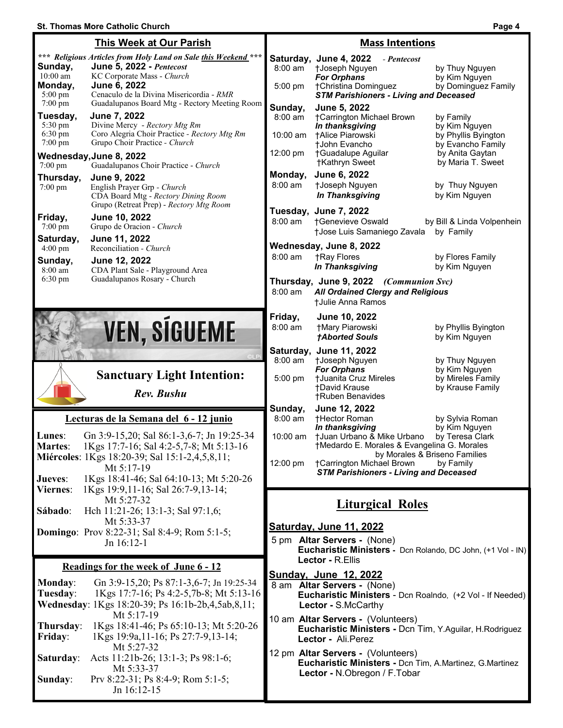## This Week at Our Parish

*** *Religious Articles from Holy Land on Sale this Weekend* ***

**Sunday, June 5, 2022 -** *Pentecost*
10:00 am KC Corporate Mass - *Church*

**Monday, June 6, 2022**
5:00 pm Cenaculo de la Divina Misericordia - *RMR*
7:00 pm Guadalupanos Board Mtg - Rectory Meeting Room

**Tuesday, June 7, 2022**
5:30 pm Divine Mercy - *Rectory Mtg Rm*
6:30 pm Coro Alegria Choir Practice - *Rectory Mtg Rm*
7:00 pm Grupo Choir Practice - *Church*

**Wednesday, June 8, 2022**
7:00 pm Guadalupanos Choir Practice - *Church*

**Thursday, June 9, 2022**
7:00 pm English Prayer Grp - *Church*
CDA Board Mtg - *Rectory Dining Room*
Grupo (Retreat Prep) - *Rectory Mtg Room*

**Friday, June 10, 2022**
7:00 pm Grupo de Oracion - *Church*

**Saturday, June 11, 2022**
4:00 pm Reconciliation - *Church*

**Sunday, June 12, 2022**
8:00 am CDA Plant Sale - Playground Area
6:30 pm Guadalupanos Rosary - Church

# VEN, SÍGUEME

## Sanctuary Light Intention:

*Rev. Bushu*

## Lecturas de la Semana del 6 - 12 junio

**Lunes**: Gn 3:9-15,20; Sal 86:1-3,6-7; Jn 19:25-34
**Martes**: 1Kgs 17:7-16; Sal 4:2-5,7-8; Mt 5:13-16
**Miércoles**: 1Kgs 18:20-39; Sal 15:1-2,4,5,8,11; Mt 5:17-19
**Jueves**: 1Kgs 18:41-46; Sal 64:10-13; Mt 5:20-26
**Viernes**: 1Kgs 19:9,11-16; Sal 26:7-9,13-14; Mt 5:27-32
**Sábado**: Hch 11:21-26; 13:1-3; Sal 97:1,6; Mt 5:33-37
**Domingo**: Prov 8:22-31; Sal 8:4-9; Rom 5:1-5; Jn 16:12-1

## Readings for the week of June 6 - 12

**Monday**: Gn 3:9-15,20; Ps 87:1-3,6-7; Jn 19:25-34
**Tuesday**: 1Kgs 17:7-16; Ps 4:2-5,7b-8; Mt 5:13-16
**Wednesday**: 1Kgs 18:20-39; Ps 16:1b-2b,4,5ab,8,11; Mt 5:17-19
**Thursday**: 1Kgs 18:41-46; Ps 65:10-13; Mt 5:20-26
**Friday**: 1Kgs 19:9a,11-16; Ps 27:7-9,13-14; Mt 5:27-32
**Saturday**: Acts 11:21b-26; 13:1-3; Ps 98:1-6; Mt 5:33-37
**Sunday**: Prv 8:22-31; Ps 8:4-9; Rom 5:1-5; Jn 16:12-15

## Mass Intentions

**Saturday, June 4, 2022** - *Pentecost*
8:00 am †Joseph Nguyen — by Thuy Nguyen
***For Orphans*** — by Kim Nguyen
5:00 pm †Christina Dominguez — by Dominguez Family
***STM Parishioners - Living and Deceased***

**Sunday, June 5, 2022**
8:00 am †Carrington Michael Brown — by Family
***In thanksgiving*** — by Kim Nguyen
10:00 am †Alice Piarowski — by Phyllis Byington
†John Evancho — by Evancho Family
12:00 pm †Guadalupe Aguilar — by Anita Gaytan
†Kathryn Sweet — by Maria T. Sweet

**Monday, June 6, 2022**
8:00 am †Joseph Nguyen — by Thuy Nguyen
***In Thanksgiving*** — by Kim Nguyen

**Tuesday, June 7, 2022**
8:00 am †Genevieve Oswald — by Bill & Linda Volpenhein
†Jose Luis Samaniego Zavala — by Family

**Wednesday, June 8, 2022**
8:00 am †Ray Flores — by Flores Family
***In Thanksgiving*** — by Kim Nguyen

**Thursday, June 9, 2022** *(Communion Svc)*
8:00 am ***All Ordained Clergy and Religious***
†Julie Anna Ramos

**Friday, June 10, 2022**
8:00 am †Mary Piarowski — by Phyllis Byington
***†Aborted Souls*** — by Kim Nguyen

**Saturday, June 11, 2022**
8:00 am †Joseph Nguyen — by Thuy Nguyen
***For Orphans*** — by Kim Nguyen
5:00 pm †Juanita Cruz Mireles — by Mireles Family
†David Krause — by Krause Family
†Ruben Benavides

**Sunday, June 12, 2022**
8:00 am †Hector Roman — by Sylvia Roman
***In thanksgiving*** — by Kim Nguyen
10:00 am †Juan Urbano & Mike Urbano — by Teresa Clark
†Medardo E. Morales & Evangelina G. Morales — by Morales & Briseno Families
12:00 pm †Carrington Michael Brown — by Family
***STM Parishioners - Living and Deceased***

## Liturgical Roles

**Saturday, June 11, 2022**

5 pm **Altar Servers -** (None)
**Eucharistic Ministers -** Dcn Rolando, DC John, (+1 Vol - IN)
**Lector -** R.Ellis

**Sunday, June 12, 2022**

8 am **Altar Servers -** (None)
**Eucharistic Ministers** - Dcn Roalndo, (+2 Vol - If Needed)
**Lector -** S.McCarthy

10 am **Altar Servers -** (Volunteers)
**Eucharistic Ministers -** Dcn Tim, Y.Aguilar, H.Rodriguez
**Lector -** Ali.Perez

12 pm **Altar Servers -** (Volunteers)
**Eucharistic Ministers -** Dcn Tim, A.Martinez, G.Martinez
**Lector -** N.Obregon / F.Tobar